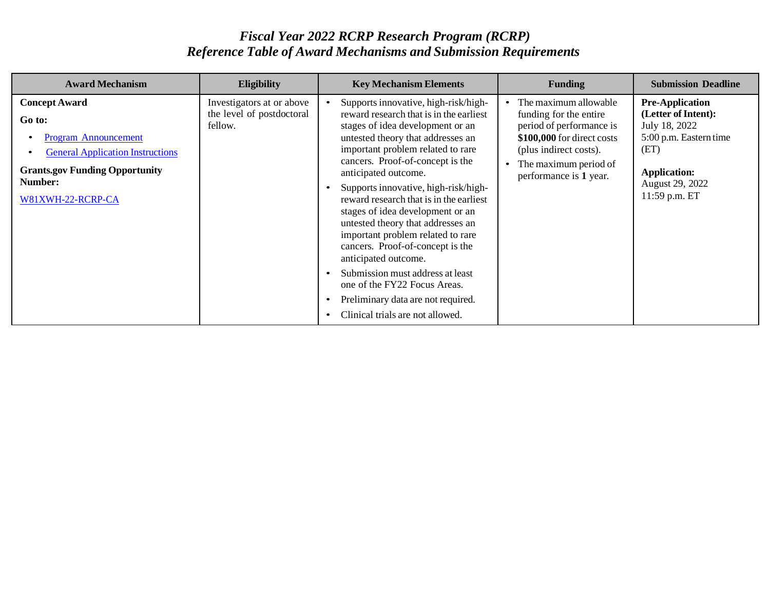# *Fiscal Year 2022 RCRP Research Program (RCRP)*
## *Reference Table of Award Mechanisms and Submission Requirements*

| Award Mechanism | Eligibility | Key Mechanism Elements | Funding | Submission Deadline |
|---|---|---|---|---|
| **Concept Award**<br>**Go to:**<br>• Program Announcement<br>• General Application Instructions<br>**Grants.gov Funding Opportunity Number:**<br>W81XWH-22-RCRP-CA | Investigators at or above the level of postdoctoral fellow. | • Supports innovative, high-risk/high-reward research that is in the earliest stages of idea development or an untested theory that addresses an important problem related to rare cancers. Proof-of-concept is the anticipated outcome.<br>• Supports innovative, high-risk/high-reward research that is in the earliest stages of idea development or an untested theory that addresses an important problem related to rare cancers. Proof-of-concept is the anticipated outcome.<br>• Submission must address at least one of the FY22 Focus Areas.<br>• Preliminary data are not required.<br>• Clinical trials are not allowed. | • The maximum allowable funding for the entire period of performance is **$100,000** for direct costs (plus indirect costs).<br>• The maximum period of performance is **1** year. | **Pre-Application (Letter of Intent):**<br>July 18, 2022<br>5:00 p.m. Eastern time (ET)<br><br>**Application:**<br>August 29, 2022<br>11:59 p.m. ET |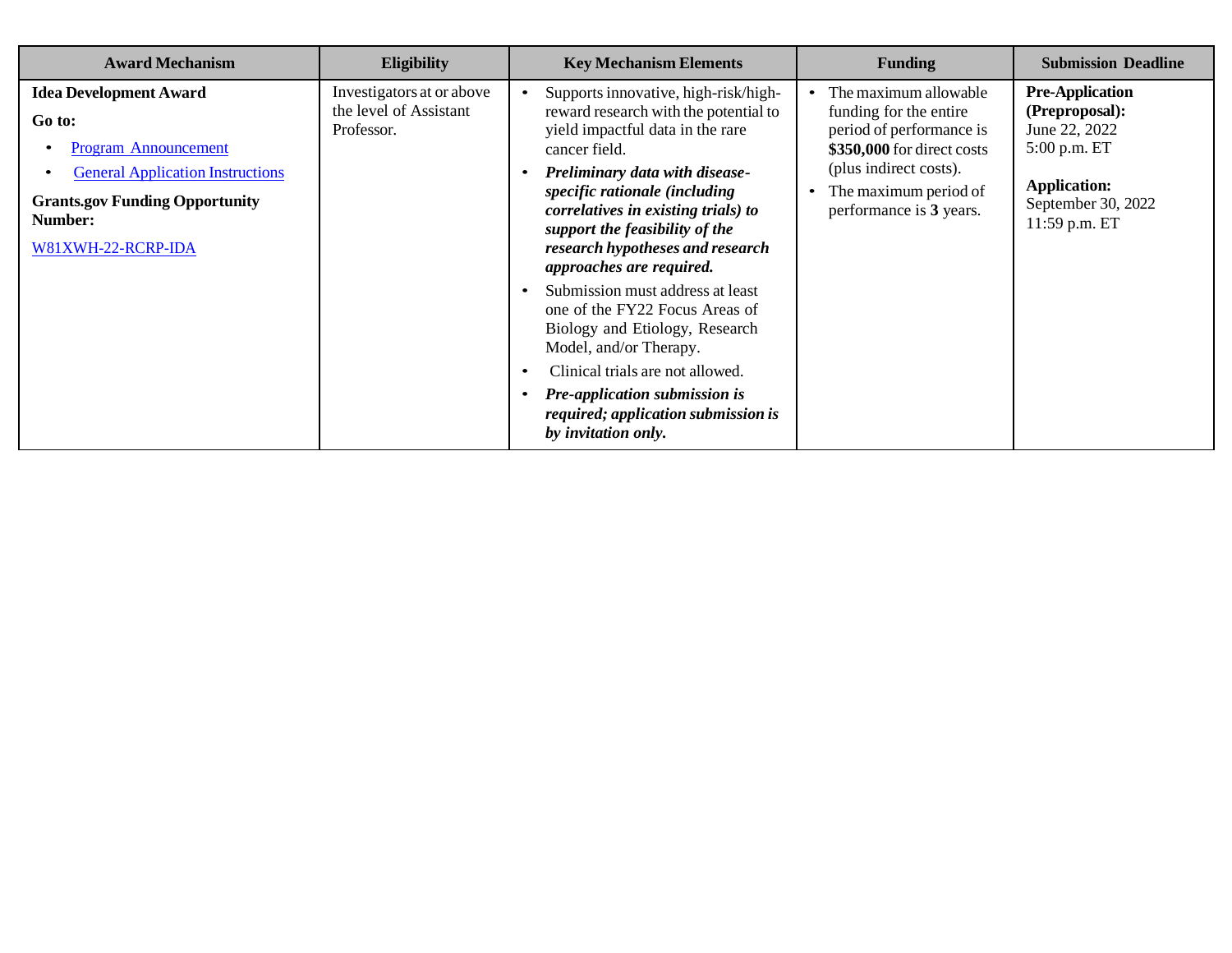| Award Mechanism | Eligibility | Key Mechanism Elements | Funding | Submission Deadline |
|---|---|---|---|---|
| **Idea Development Award**<br><br>**Go to:**<br>• Program Announcement<br>• General Application Instructions<br><br>**Grants.gov Funding Opportunity Number:**<br><br>W81XWH-22-RCRP-IDA | Investigators at or above the level of Assistant Professor. | • Supports innovative, high-risk/high-reward research with the potential to yield impactful data in the rare cancer field.<br>• ***Preliminary data with disease-specific rationale (including correlatives in existing trials) to support the feasibility of the research hypotheses and research approaches are required.***<br>• Submission must address at least one of the FY22 Focus Areas of Biology and Etiology, Research Model, and/or Therapy.<br>• Clinical trials are not allowed.<br>• ***Pre-application submission is required; application submission is by invitation only.*** | • The maximum allowable funding for the entire period of performance is **$350,000** for direct costs (plus indirect costs).<br>• The maximum period of performance is **3** years. | **Pre-Application (Preproposal):**<br>June 22, 2022<br>5:00 p.m. ET<br><br>**Application:**<br>September 30, 2022<br>11:59 p.m. ET |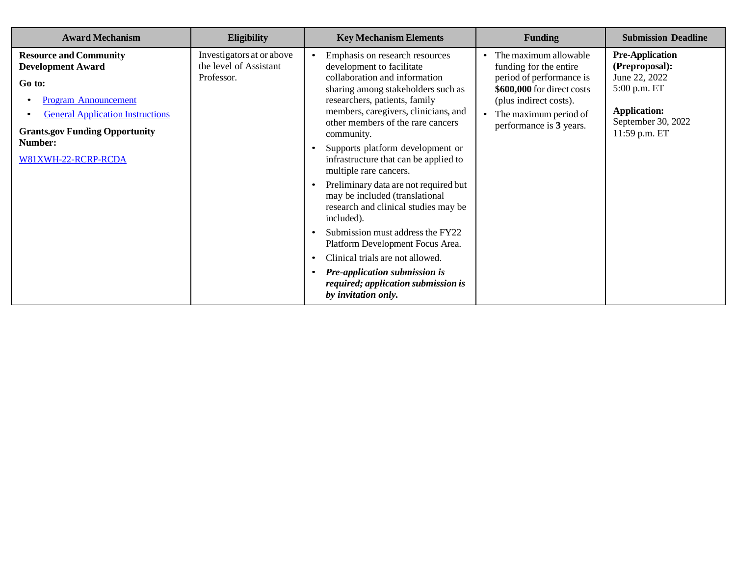| Award Mechanism | Eligibility | Key Mechanism Elements | Funding | Submission Deadline |
|---|---|---|---|---|
| **Resource and Community Development Award**<br><br>**Go to:**<br>• Program Announcement<br>• General Application Instructions<br><br>**Grants.gov Funding Opportunity Number:**<br>W81XWH-22-RCRP-RCDA | Investigators at or above the level of Assistant Professor. | • Emphasis on research resources development to facilitate collaboration and information sharing among stakeholders such as researchers, patients, family members, caregivers, clinicians, and other members of the rare cancers community.<br>• Supports platform development or infrastructure that can be applied to multiple rare cancers.<br>• Preliminary data are not required but may be included (translational research and clinical studies may be included).<br>• Submission must address the FY22 Platform Development Focus Area.<br>• Clinical trials are not allowed.<br>• ***Pre-application submission is required; application submission is by invitation only.*** | • The maximum allowable funding for the entire period of performance is **$600,000** for direct costs (plus indirect costs).<br>• The maximum period of performance is **3** years. | **Pre-Application (Preproposal):**<br>June 22, 2022<br>5:00 p.m. ET<br><br>**Application:**<br>September 30, 2022<br>11:59 p.m. ET |